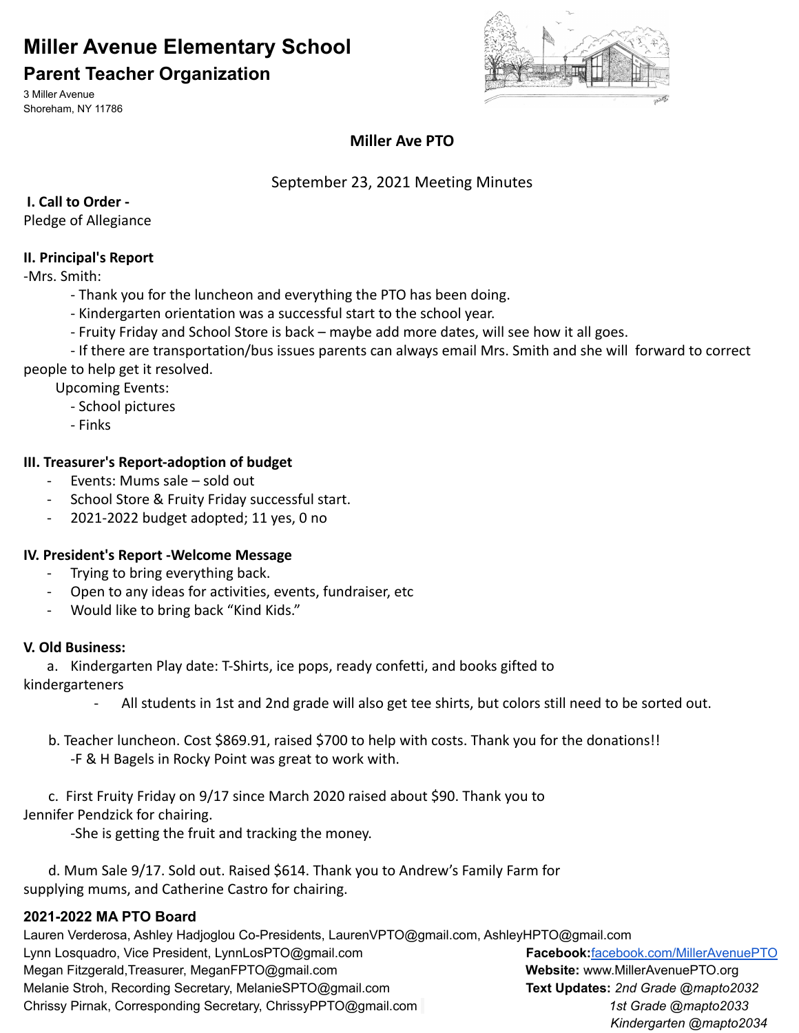# Miller Avenue Elementary School

## Parent Teacher Organization

3 Miller Avenue
Shoreham, NY 11786

**Miller Ave PTO**

September 23, 2021 Meeting Minutes

**I. Call to Order -**
Pledge of Allegiance

**II. Principal's Report**
-Mrs. Smith:

- Thank you for the luncheon and everything the PTO has been doing.
- Kindergarten orientation was a successful start to the school year.
- Fruity Friday and School Store is back – maybe add more dates, will see how it all goes.
- If there are transportation/bus issues parents can always email Mrs. Smith and she will forward to correct people to help get it resolved.

Upcoming Events:

- School pictures
- Finks

**III. Treasurer's Report-adoption of budget**

- Events: Mums sale – sold out
- School Store & Fruity Friday successful start.
- 2021-2022 budget adopted; 11 yes, 0 no

**IV. President's Report -Welcome Message**

- Trying to bring everything back.
- Open to any ideas for activities, events, fundraiser, etc
- Would like to bring back "Kind Kids."

**V. Old Business:**

a. Kindergarten Play date: T-Shirts, ice pops, ready confetti, and books gifted to kindergarteners

- All students in 1st and 2nd grade will also get tee shirts, but colors still need to be sorted out.

b. Teacher luncheon. Cost $869.91, raised $700 to help with costs. Thank you for the donations!!
-F & H Bagels in Rocky Point was great to work with.

c. First Fruity Friday on 9/17 since March 2020 raised about $90. Thank you to Jennifer Pendzick for chairing.
-She is getting the fruit and tracking the money.

d. Mum Sale 9/17. Sold out. Raised $614. Thank you to Andrew's Family Farm for supplying mums, and Catherine Castro for chairing.

**2021-2022 MA PTO Board**

Lauren Verderosa, Ashley Hadjoglou Co-Presidents, LaurenVPTO@gmail.com, AshleyHPTO@gmail.com
Lynn Losquadro, Vice President, LynnLosPTO@gmail.com
Megan Fitzgerald, Treasurer, MeganFPTO@gmail.com
Melanie Stroh, Recording Secretary, MelanieSPTO@gmail.com
Chrissy Pirnak, Corresponding Secretary, ChrissyPPTO@gmail.com

**Facebook:** facebook.com/MillerAvenuePTO
**Website:** www.MillerAvenuePTO.org
**Text Updates:** *2nd Grade @mapto2032*
*1st Grade @mapto2033*
*Kindergarten @mapto2034*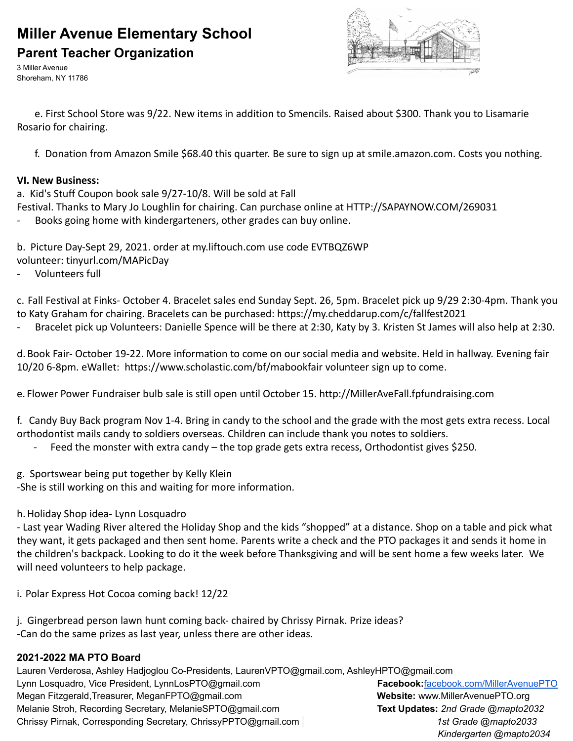# Miller Avenue Elementary School

## Parent Teacher Organization

3 Miller Avenue
Shoreham, NY 11786

e. First School Store was 9/22. New items in addition to Smencils. Raised about $300. Thank you to Lisamarie Rosario for chairing.

f. Donation from Amazon Smile $68.40 this quarter. Be sure to sign up at smile.amazon.com. Costs you nothing.

**VI. New Business:**

a. Kid's Stuff Coupon book sale 9/27-10/8. Will be sold at Fall Festival. Thanks to Mary Jo Loughlin for chairing. Can purchase online at HTTP://SAPAYNOW.COM/269031

- Books going home with kindergarteners, other grades can buy online.

b. Picture Day-Sept 29, 2021. order at my.liftouch.com use code EVTBQZ6WP
volunteer: tinyurl.com/MAPicDay

- Volunteers full

c. Fall Festival at Finks- October 4. Bracelet sales end Sunday Sept. 26, 5pm. Bracelet pick up 9/29 2:30-4pm. Thank you to Katy Graham for chairing. Bracelets can be purchased: https://my.cheddarup.com/c/fallfest2021

- Bracelet pick up Volunteers: Danielle Spence will be there at 2:30, Katy by 3. Kristen St James will also help at 2:30.

d. Book Fair- October 19-22. More information to come on our social media and website. Held in hallway. Evening fair 10/20 6-8pm. eWallet: https://www.scholastic.com/bf/mabookfair volunteer sign up to come.

e. Flower Power Fundraiser bulb sale is still open until October 15. http://MillerAveFall.fpfundraising.com

f. Candy Buy Back program Nov 1-4. Bring in candy to the school and the grade with the most gets extra recess. Local orthodontist mails candy to soldiers overseas. Children can include thank you notes to soldiers.

- Feed the monster with extra candy – the top grade gets extra recess, Orthodontist gives $250.

g. Sportswear being put together by Kelly Klein
-She is still working on this and waiting for more information.

h. Holiday Shop idea- Lynn Losquadro
- Last year Wading River altered the Holiday Shop and the kids "shopped" at a distance. Shop on a table and pick what they want, it gets packaged and then sent home. Parents write a check and the PTO packages it and sends it home in the children's backpack. Looking to do it the week before Thanksgiving and will be sent home a few weeks later. We will need volunteers to help package.

i. Polar Express Hot Cocoa coming back! 12/22

j. Gingerbread person lawn hunt coming back- chaired by Chrissy Pirnak. Prize ideas?
-Can do the same prizes as last year, unless there are other ideas.

**2021-2022 MA PTO Board**

Lauren Verderosa, Ashley Hadjoglou Co-Presidents, LaurenVPTO@gmail.com, AshleyHPTO@gmail.com
Lynn Losquadro, Vice President, LynnLosPTO@gmail.com
Megan Fitzgerald,Treasurer, MeganFPTO@gmail.com
Melanie Stroh, Recording Secretary, MelanieSPTO@gmail.com
Chrissy Pirnak, Corresponding Secretary, ChrissyPPTO@gmail.com

**Facebook:** facebook.com/MillerAvenuePTO
**Website:** www.MillerAvenuePTO.org
**Text Updates:** *2nd Grade @mapto2032*
*1st Grade @mapto2033*
*Kindergarten @mapto2034*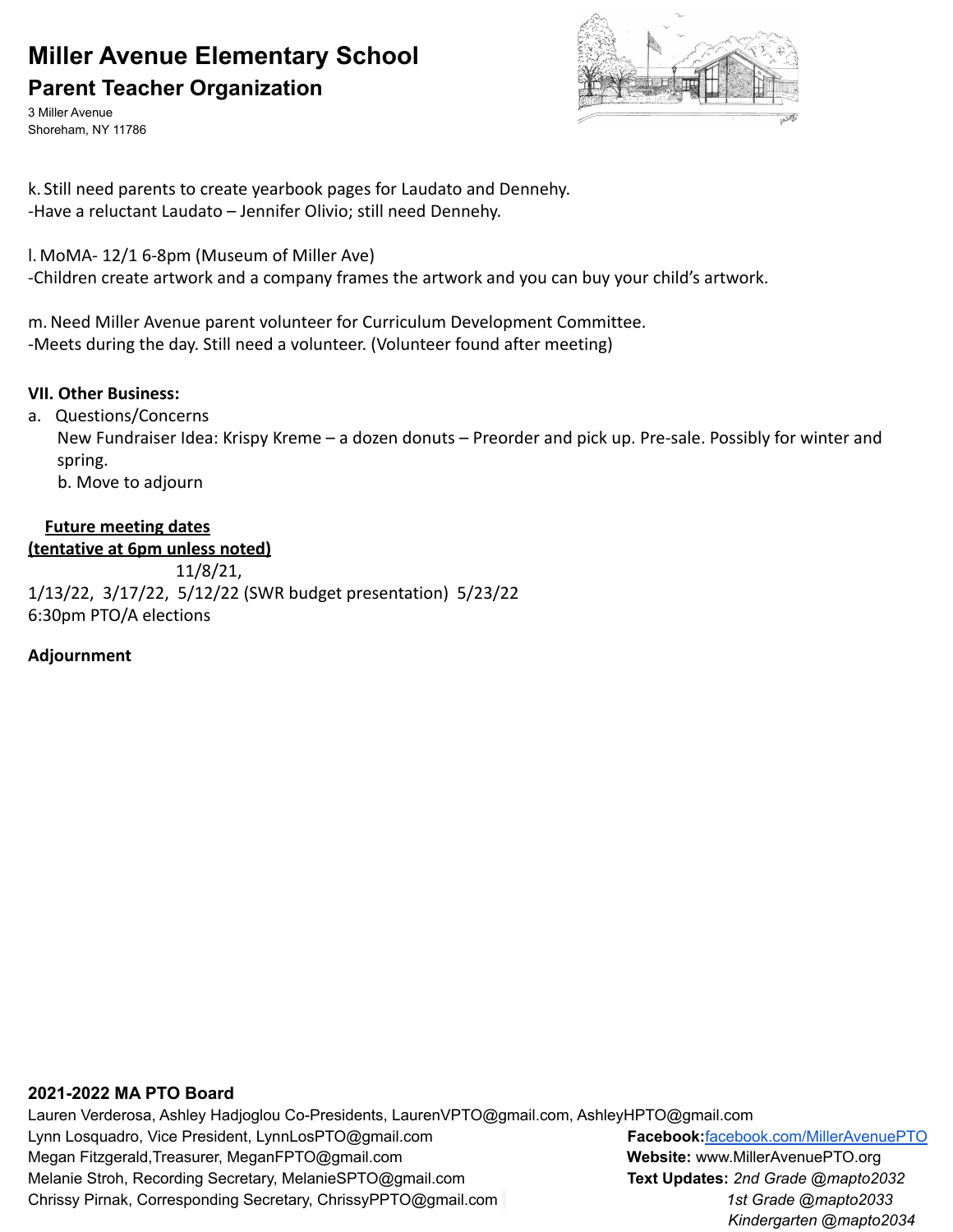# Miller Avenue Elementary School

## Parent Teacher Organization

3 Miller Avenue
Shoreham, NY 11786

k. Still need parents to create yearbook pages for Laudato and Dennehy.
-Have a reluctant Laudato – Jennifer Olivio; still need Dennehy.

l. MoMA- 12/1 6-8pm (Museum of Miller Ave)
-Children create artwork and a company frames the artwork and you can buy your child's artwork.

m. Need Miller Avenue parent volunteer for Curriculum Development Committee.
-Meets during the day. Still need a volunteer. (Volunteer found after meeting)

**VII. Other Business:**

a. Questions/Concerns
New Fundraiser Idea: Krispy Kreme – a dozen donuts – Preorder and pick up. Pre-sale. Possibly for winter and spring.
b. Move to adjourn

**Future meeting dates**
**(tentative at 6pm unless noted)**
11/8/21,
1/13/22, 3/17/22, 5/12/22 (SWR budget presentation) 5/23/22
6:30pm PTO/A elections

**Adjournment**

**2021-2022 MA PTO Board**
Lauren Verderosa, Ashley Hadjoglou Co-Presidents, LaurenVPTO@gmail.com, AshleyHPTO@gmail.com
Lynn Losquadro, Vice President, LynnLosPTO@gmail.com
Megan Fitzgerald, Treasurer, MeganFPTO@gmail.com
Melanie Stroh, Recording Secretary, MelanieSPTO@gmail.com
Chrissy Pirnak, Corresponding Secretary, ChrissyPPTO@gmail.com

**Facebook:** facebook.com/MillerAvenuePTO
**Website:** www.MillerAvenuePTO.org
**Text Updates:** *2nd Grade @mapto2032*
*1st Grade @mapto2033*
*Kindergarten @mapto2034*